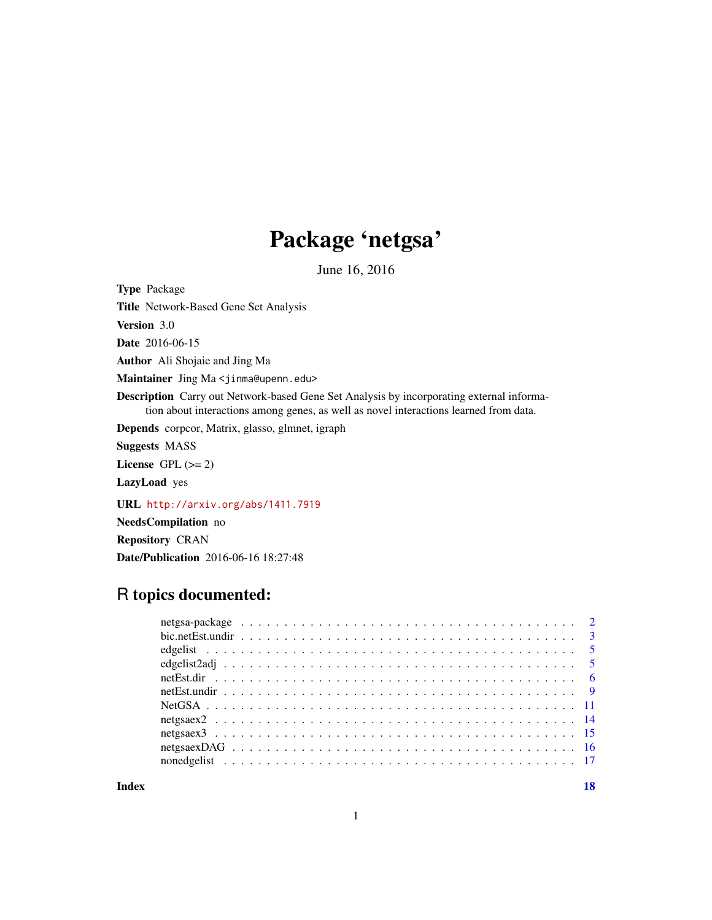# Package 'netgsa'

June 16, 2016

**Type** Package

**Title** Network-Based Gene Set Analysis

**Version** 3.0

**Date** 2016-06-15

**Author** Ali Shojaie and Jing Ma

**Maintainer** Jing Ma <jinma@upenn.edu>

**Description** Carry out Network-based Gene Set Analysis by incorporating external information about interactions among genes, as well as novel interactions learned from data.

**Depends** corpcor, Matrix, glasso, glmnet, igraph

**Suggests** MASS

**License** GPL (>= 2)

**LazyLoad** yes

**URL** http://arxiv.org/abs/1411.7919

**NeedsCompilation** no

**Repository** CRAN

**Date/Publication** 2016-06-16 18:27:48

## R topics documented:

| | |
|---|---|
| netgsa-package | 2 |
| bic.netEst.undir | 3 |
| edgelist | 5 |
| edgelist2adj | 5 |
| netEst.dir | 6 |
| netEst.undir | 9 |
| NetGSA | 11 |
| netgsaex2 | 14 |
| netgsaex3 | 15 |
| netgsaexDAG | 16 |
| nonedgelist | 17 |
| **Index** | **18** |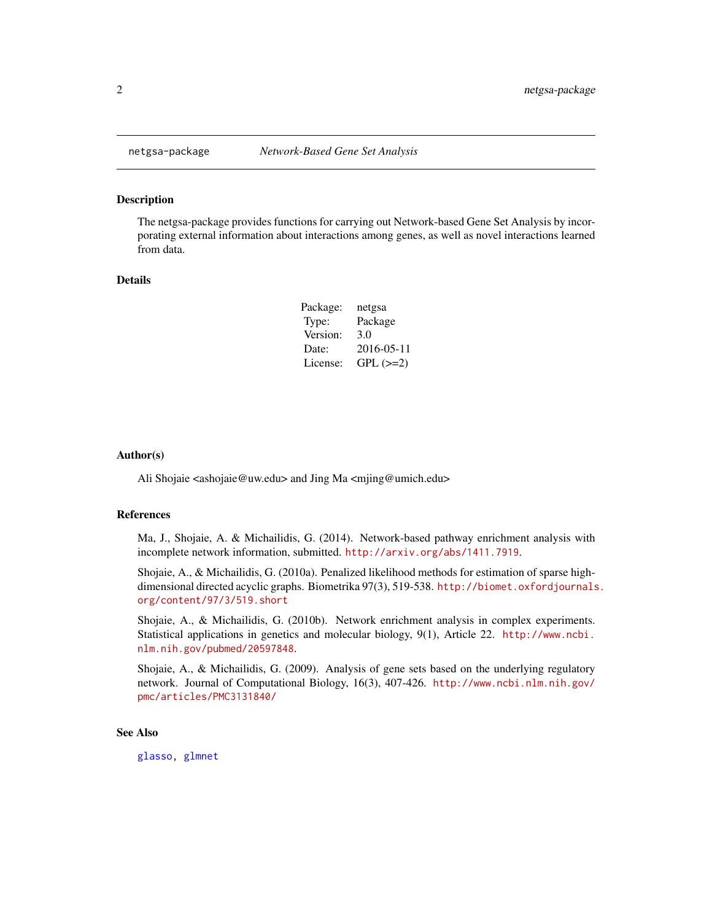netgsa-package *Network-Based Gene Set Analysis*

## Description

The netgsa-package provides functions for carrying out Network-based Gene Set Analysis by incorporating external information about interactions among genes, as well as novel interactions learned from data.

## Details

| | |
|---|---|
| Package: | netgsa |
| Type: | Package |
| Version: | 3.0 |
| Date: | 2016-05-11 |
| License: | GPL (>=2) |

## Author(s)

Ali Shojaie <ashojaie@uw.edu> and Jing Ma <mjing@umich.edu>

## References

Ma, J., Shojaie, A. & Michailidis, G. (2014). Network-based pathway enrichment analysis with incomplete network information, submitted. http://arxiv.org/abs/1411.7919.

Shojaie, A., & Michailidis, G. (2010a). Penalized likelihood methods for estimation of sparse high-dimensional directed acyclic graphs. Biometrika 97(3), 519-538. http://biomet.oxfordjournals.org/content/97/3/519.short

Shojaie, A., & Michailidis, G. (2010b). Network enrichment analysis in complex experiments. Statistical applications in genetics and molecular biology, 9(1), Article 22. http://www.ncbi.nlm.nih.gov/pubmed/20597848.

Shojaie, A., & Michailidis, G. (2009). Analysis of gene sets based on the underlying regulatory network. Journal of Computational Biology, 16(3), 407-426. http://www.ncbi.nlm.nih.gov/pmc/articles/PMC3131840/

## See Also

glasso, glmnet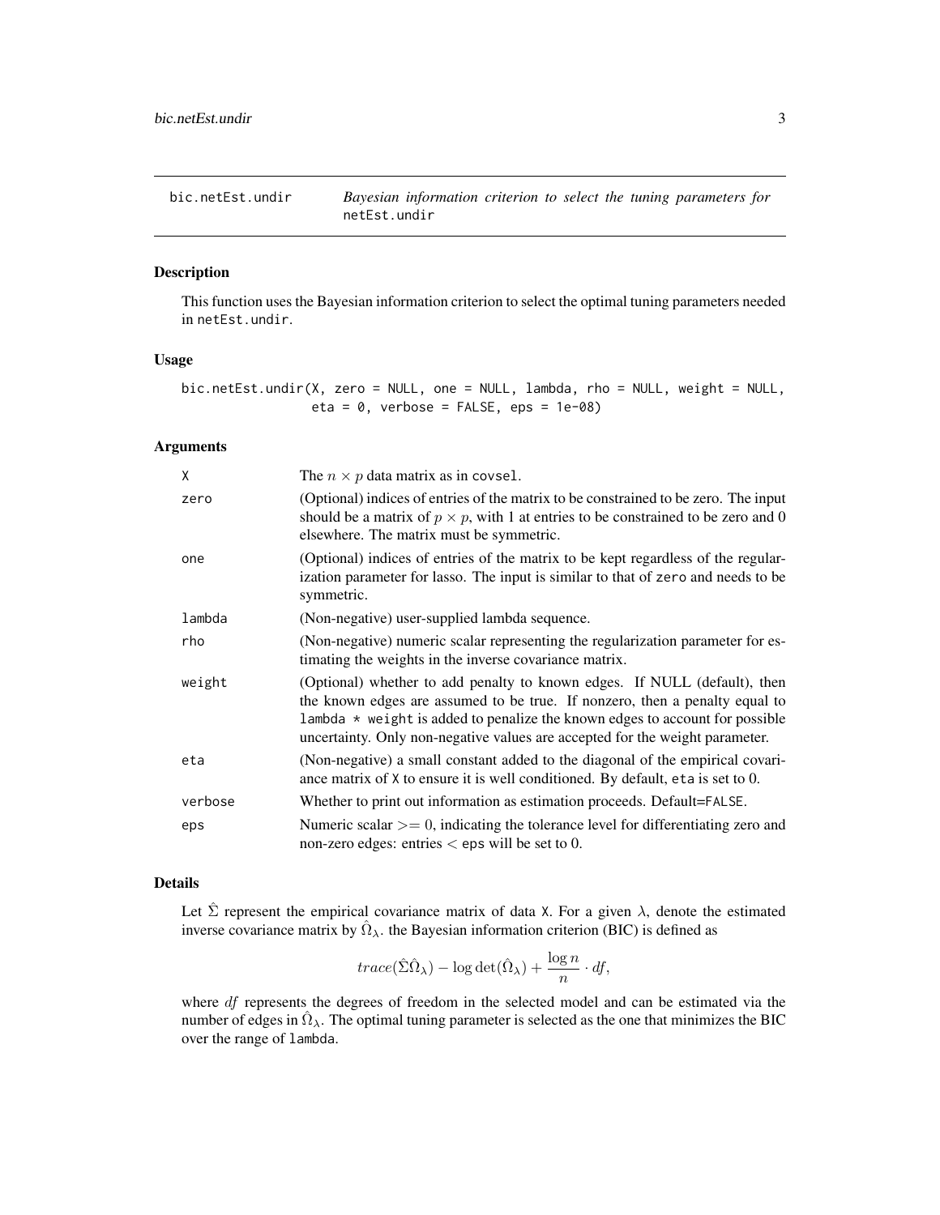| bic.netEst.undir | *Bayesian information criterion to select the tuning parameters for* `netEst.undir` |
|---|---|

## Description

This function uses the Bayesian information criterion to select the optimal tuning parameters needed in `netEst.undir`.

## Usage

```
bic.netEst.undir(X, zero = NULL, one = NULL, lambda, rho = NULL, weight = NULL,
                 eta = 0, verbose = FALSE, eps = 1e-08)
```

## Arguments

| | |
|---|---|
| X | The $n \times p$ data matrix as in `covsel`. |
| zero | (Optional) indices of entries of the matrix to be constrained to be zero. The input should be a matrix of $p \times p$, with 1 at entries to be constrained to be zero and 0 elsewhere. The matrix must be symmetric. |
| one | (Optional) indices of entries of the matrix to be kept regardless of the regularization parameter for lasso. The input is similar to that of `zero` and needs to be symmetric. |
| lambda | (Non-negative) user-supplied lambda sequence. |
| rho | (Non-negative) numeric scalar representing the regularization parameter for estimating the weights in the inverse covariance matrix. |
| weight | (Optional) whether to add penalty to known edges. If NULL (default), then the known edges are assumed to be true. If nonzero, then a penalty equal to `lambda * weight` is added to penalize the known edges to account for possible uncertainty. Only non-negative values are accepted for the weight parameter. |
| eta | (Non-negative) a small constant added to the diagonal of the empirical covariance matrix of `X` to ensure it is well conditioned. By default, `eta` is set to 0. |
| verbose | Whether to print out information as estimation proceeds. Default=`FALSE`. |
| eps | Numeric scalar $>= 0$, indicating the tolerance level for differentiating zero and non-zero edges: entries $<$ `eps` will be set to 0. |

## Details

Let $\hat{\Sigma}$ represent the empirical covariance matrix of data `X`. For a given $\lambda$, denote the estimated inverse covariance matrix by $\hat{\Omega}_\lambda$. the Bayesian information criterion (BIC) is defined as

$$trace(\hat{\Sigma}\hat{\Omega}_\lambda) - \log\det(\hat{\Omega}_\lambda) + \frac{\log n}{n} \cdot df,$$

where $df$ represents the degrees of freedom in the selected model and can be estimated via the number of edges in $\hat{\Omega}_\lambda$. The optimal tuning parameter is selected as the one that minimizes the BIC over the range of `lambda`.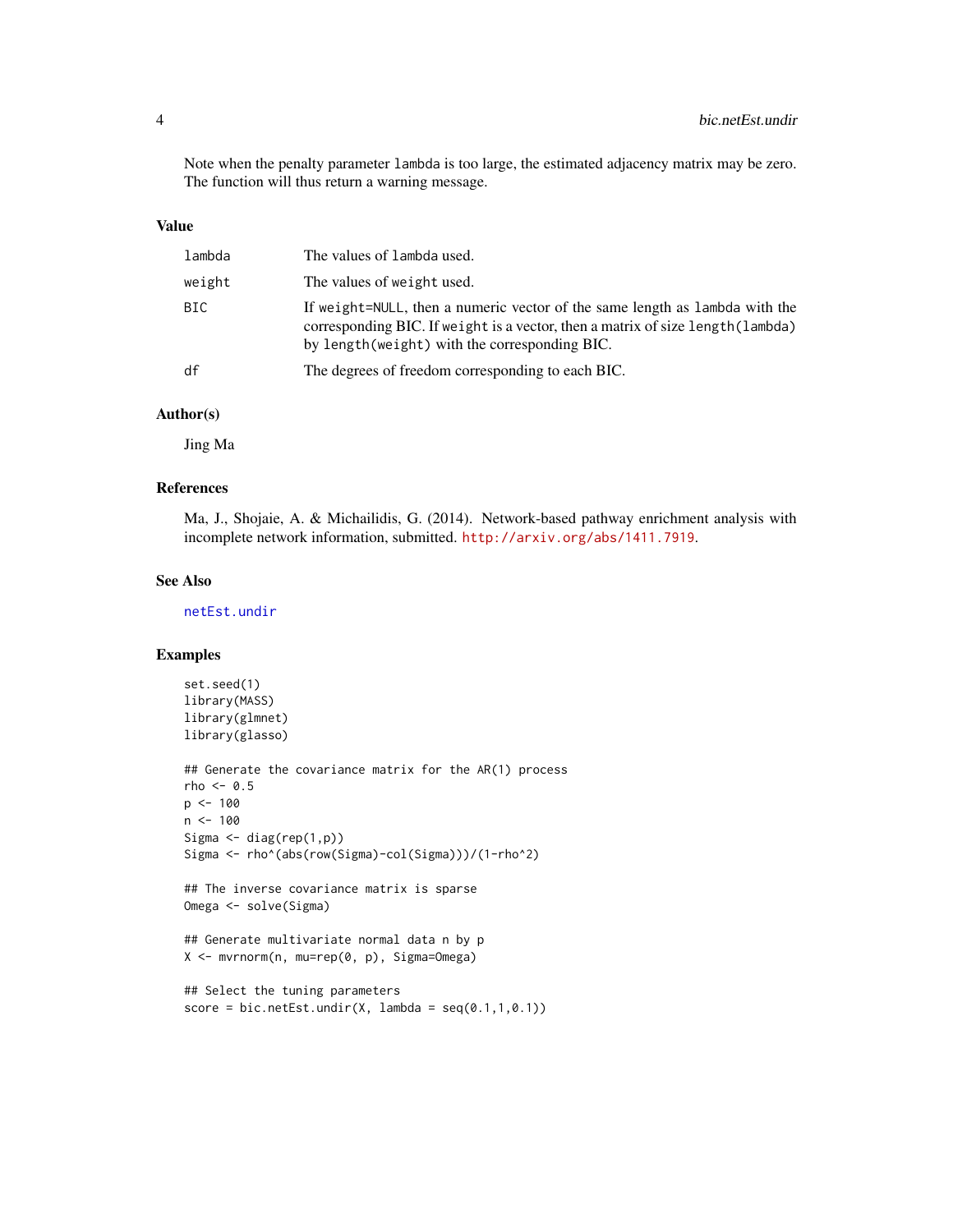Note when the penalty parameter `lambda` is too large, the estimated adjacency matrix may be zero. The function will thus return a warning message.

## Value

| | |
|---|---|
| `lambda` | The values of `lambda` used. |
| `weight` | The values of `weight` used. |
| `BIC` | If `weight=NULL`, then a numeric vector of the same length as `lambda` with the corresponding BIC. If `weight` is a vector, then a matrix of size `length(lambda)` by `length(weight)` with the corresponding BIC. |
| `df` | The degrees of freedom corresponding to each BIC. |

## Author(s)

Jing Ma

## References

Ma, J., Shojaie, A. & Michailidis, G. (2014). Network-based pathway enrichment analysis with incomplete network information, submitted. http://arxiv.org/abs/1411.7919.

## See Also

`netEst.undir`

## Examples

```
set.seed(1)
library(MASS)
library(glmnet)
library(glasso)

## Generate the covariance matrix for the AR(1) process
rho <- 0.5
p <- 100
n <- 100
Sigma <- diag(rep(1,p))
Sigma <- rho^(abs(row(Sigma)-col(Sigma)))/(1-rho^2)

## The inverse covariance matrix is sparse
Omega <- solve(Sigma)

## Generate multivariate normal data n by p
X <- mvrnorm(n, mu=rep(0, p), Sigma=Omega)

## Select the tuning parameters
score = bic.netEst.undir(X, lambda = seq(0.1,1,0.1))
```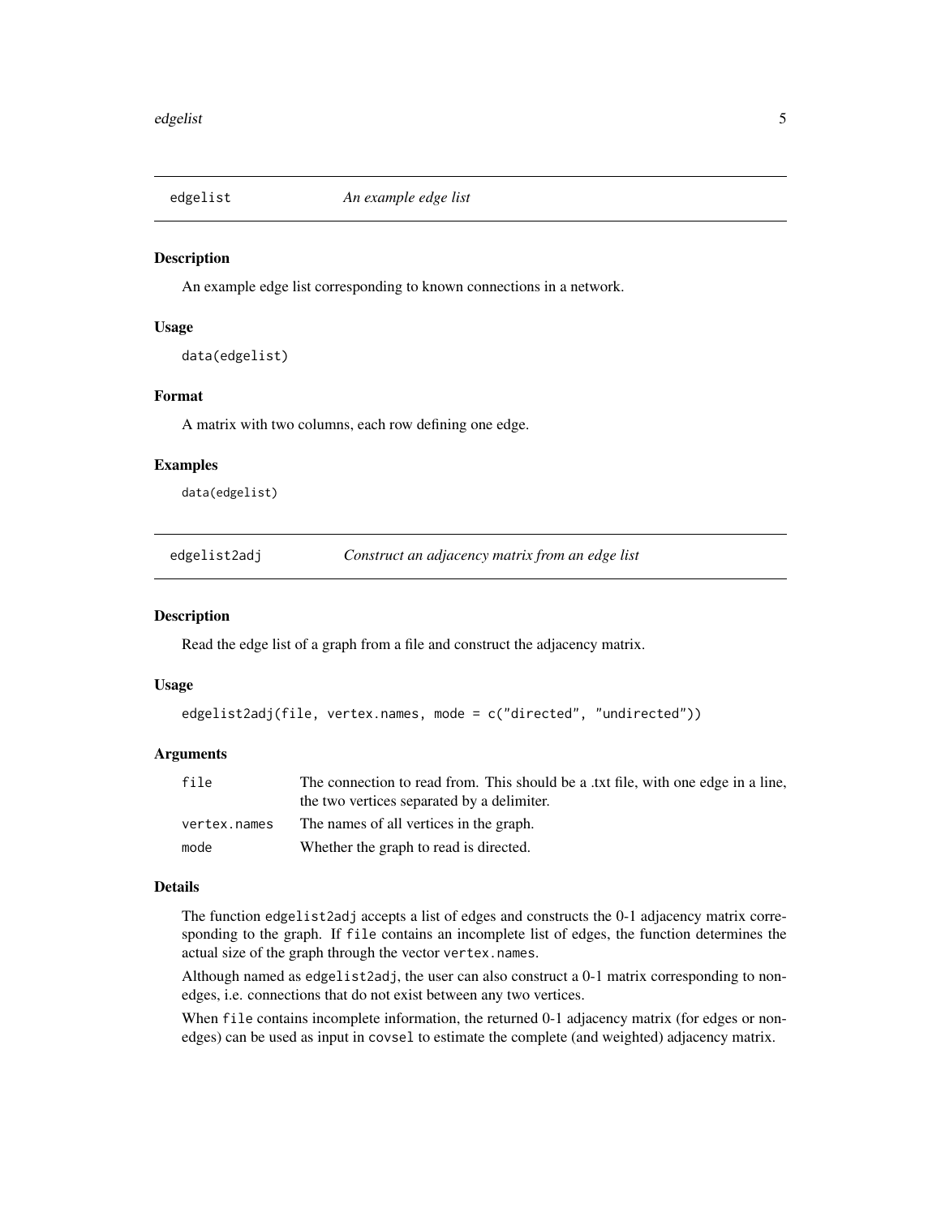## edgelist — *An example edge list*

### Description

An example edge list corresponding to known connections in a network.

### Usage

```
data(edgelist)
```

### Format

A matrix with two columns, each row defining one edge.

### Examples

```
data(edgelist)
```

## edgelist2adj — *Construct an adjacency matrix from an edge list*

### Description

Read the edge list of a graph from a file and construct the adjacency matrix.

### Usage

```
edgelist2adj(file, vertex.names, mode = c("directed", "undirected"))
```

### Arguments

| | |
|---|---|
| `file` | The connection to read from. This should be a .txt file, with one edge in a line, the two vertices separated by a delimiter. |
| `vertex.names` | The names of all vertices in the graph. |
| `mode` | Whether the graph to read is directed. |

### Details

The function `edgelist2adj` accepts a list of edges and constructs the 0-1 adjacency matrix corresponding to the graph. If `file` contains an incomplete list of edges, the function determines the actual size of the graph through the vector `vertex.names`.

Although named as `edgelist2adj`, the user can also construct a 0-1 matrix corresponding to non-edges, i.e. connections that do not exist between any two vertices.

When `file` contains incomplete information, the returned 0-1 adjacency matrix (for edges or non-edges) can be used as input in `covsel` to estimate the complete (and weighted) adjacency matrix.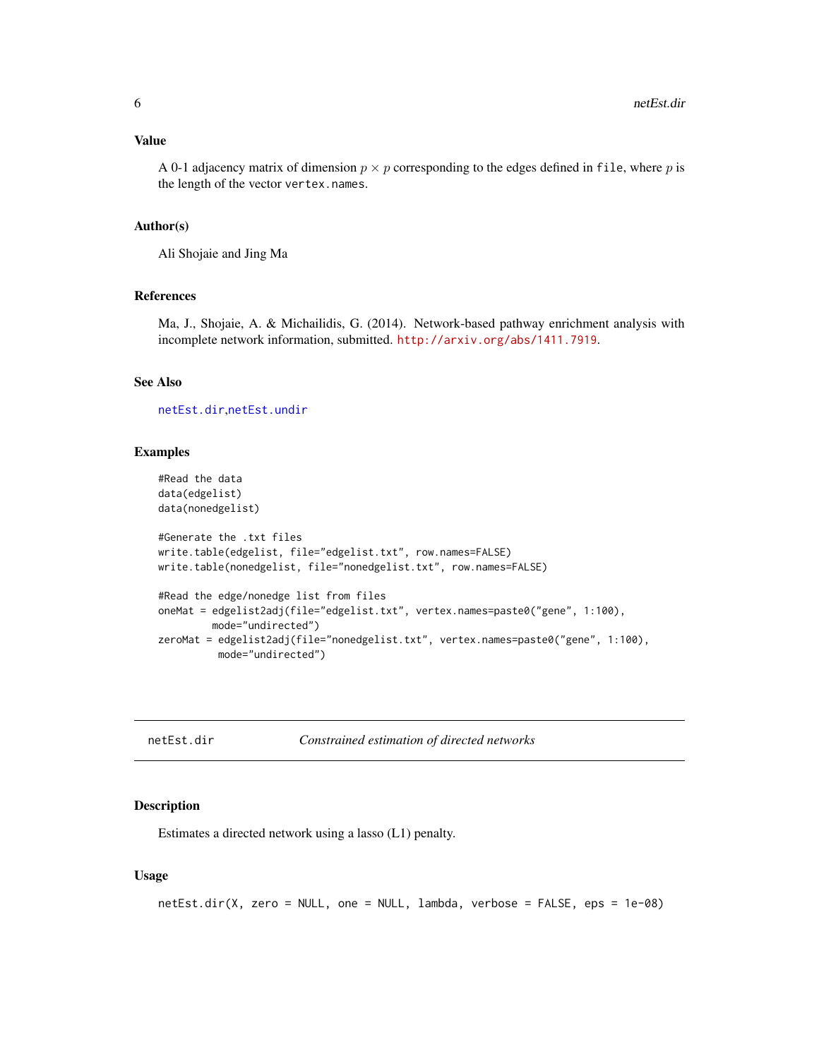### Value

A 0-1 adjacency matrix of dimension $p \times p$ corresponding to the edges defined in `file`, where $p$ is the length of the vector `vertex.names`.

### Author(s)

Ali Shojaie and Jing Ma

### References

Ma, J., Shojaie, A. & Michailidis, G. (2014). Network-based pathway enrichment analysis with incomplete network information, submitted. http://arxiv.org/abs/1411.7919.

### See Also

`netEst.dir`,`netEst.undir`

### Examples

```
#Read the data
data(edgelist)
data(nonedgelist)

#Generate the .txt files
write.table(edgelist, file="edgelist.txt", row.names=FALSE)
write.table(nonedgelist, file="nonedgelist.txt", row.names=FALSE)

#Read the edge/nonedge list from files
oneMat = edgelist2adj(file="edgelist.txt", vertex.names=paste0("gene", 1:100),
         mode="undirected")
zeroMat = edgelist2adj(file="nonedgelist.txt", vertex.names=paste0("gene", 1:100),
          mode="undirected")
```

---

## netEst.dir — *Constrained estimation of directed networks*

### Description

Estimates a directed network using a lasso (L1) penalty.

### Usage

```
netEst.dir(X, zero = NULL, one = NULL, lambda, verbose = FALSE, eps = 1e-08)
```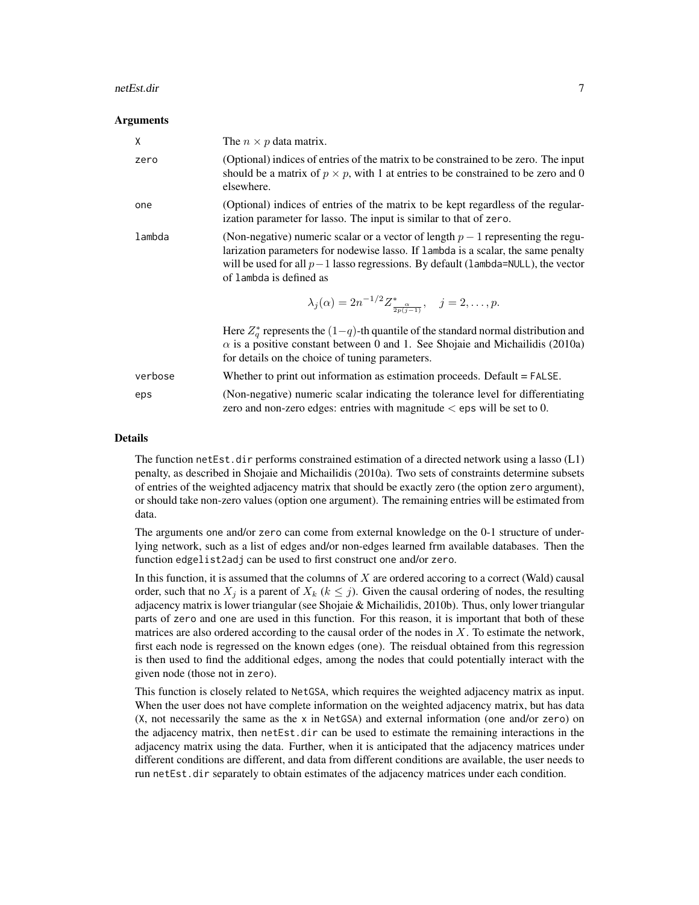### Arguments

| | |
|---|---|
| X | The $n \times p$ data matrix. |
| zero | (Optional) indices of entries of the matrix to be constrained to be zero. The input should be a matrix of $p \times p$, with 1 at entries to be constrained to be zero and 0 elsewhere. |
| one | (Optional) indices of entries of the matrix to be kept regardless of the regularization parameter for lasso. The input is similar to that of zero. |
| lambda | (Non-negative) numeric scalar or a vector of length $p-1$ representing the regularization parameters for nodewise lasso. If lambda is a scalar, the same penalty will be used for all $p-1$ lasso regressions. By default (lambda=NULL), the vector of lambda is defined as $$\lambda_j(\alpha) = 2n^{-1/2} Z^*_{\frac{\alpha}{2p(j-1)}}, \quad j = 2, \ldots, p.$$ Here $Z^*_q$ represents the $(1-q)$-th quantile of the standard normal distribution and $\alpha$ is a positive constant between 0 and 1. See Shojaie and Michailidis (2010a) for details on the choice of tuning parameters. |
| verbose | Whether to print out information as estimation proceeds. Default = FALSE. |
| eps | (Non-negative) numeric scalar indicating the tolerance level for differentiating zero and non-zero edges: entries with magnitude $<$ eps will be set to 0. |

### Details

The function netEst.dir performs constrained estimation of a directed network using a lasso (L1) penalty, as described in Shojaie and Michailidis (2010a). Two sets of constraints determine subsets of entries of the weighted adjacency matrix that should be exactly zero (the option zero argument), or should take non-zero values (option one argument). The remaining entries will be estimated from data.

The arguments one and/or zero can come from external knowledge on the 0-1 structure of underlying network, such as a list of edges and/or non-edges learned frm available databases. Then the function edgelist2adj can be used to first construct one and/or zero.

In this function, it is assumed that the columns of $X$ are ordered accoring to a correct (Wald) causal order, such that no $X_j$ is a parent of $X_k$ ($k \leq j$). Given the causal ordering of nodes, the resulting adjacency matrix is lower triangular (see Shojaie & Michailidis, 2010b). Thus, only lower triangular parts of zero and one are used in this function. For this reason, it is important that both of these matrices are also ordered according to the causal order of the nodes in $X$. To estimate the network, first each node is regressed on the known edges (one). The reisdual obtained from this regression is then used to find the additional edges, among the nodes that could potentially interact with the given node (those not in zero).

This function is closely related to NetGSA, which requires the weighted adjacency matrix as input. When the user does not have complete information on the weighted adjacency matrix, but has data (X, not necessarily the same as the x in NetGSA) and external information (one and/or zero) on the adjacency matrix, then netEst.dir can be used to estimate the remaining interactions in the adjacency matrix using the data. Further, when it is anticipated that the adjacency matrices under different conditions are different, and data from different conditions are available, the user needs to run netEst.dir separately to obtain estimates of the adjacency matrices under each condition.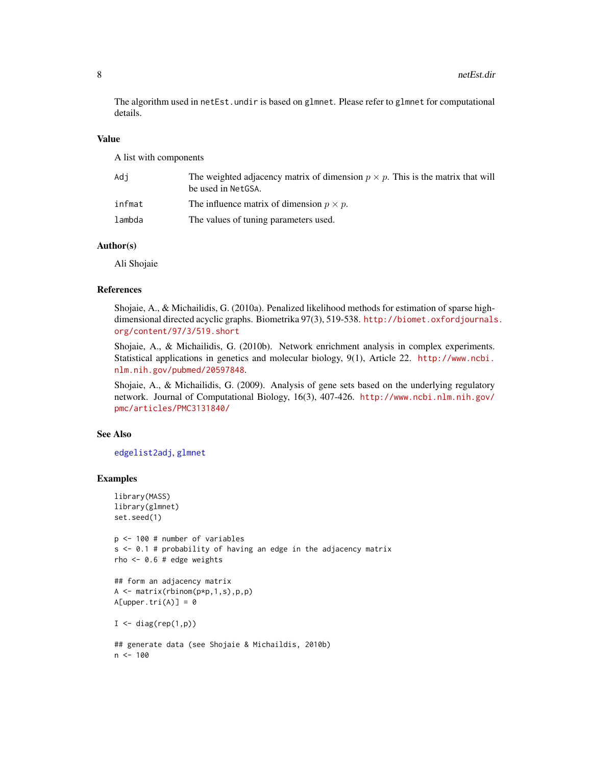The algorithm used in `netEst.undir` is based on `glmnet`. Please refer to `glmnet` for computational details.

### Value

A list with components

| | |
|---|---|
| `Adj` | The weighted adjacency matrix of dimension $p \times p$. This is the matrix that will be used in `NetGSA`. |
| `infmat` | The influence matrix of dimension $p \times p$. |
| `lambda` | The values of tuning parameters used. |

### Author(s)

Ali Shojaie

### References

Shojaie, A., & Michailidis, G. (2010a). Penalized likelihood methods for estimation of sparse high-dimensional directed acyclic graphs. Biometrika 97(3), 519-538. http://biomet.oxfordjournals.org/content/97/3/519.short

Shojaie, A., & Michailidis, G. (2010b). Network enrichment analysis in complex experiments. Statistical applications in genetics and molecular biology, 9(1), Article 22. http://www.ncbi.nlm.nih.gov/pubmed/20597848.

Shojaie, A., & Michailidis, G. (2009). Analysis of gene sets based on the underlying regulatory network. Journal of Computational Biology, 16(3), 407-426. http://www.ncbi.nlm.nih.gov/pmc/articles/PMC3131840/

### See Also

`edgelist2adj`, `glmnet`

### Examples

```
library(MASS)
library(glmnet)
set.seed(1)

p <- 100 # number of variables
s <- 0.1 # probability of having an edge in the adjacency matrix
rho <- 0.6 # edge weights

## form an adjacency matrix
A <- matrix(rbinom(p*p,1,s),p,p)
A[upper.tri(A)] = 0

I <- diag(rep(1,p))

## generate data (see Shojaie & Michaildis, 2010b)
n <- 100
```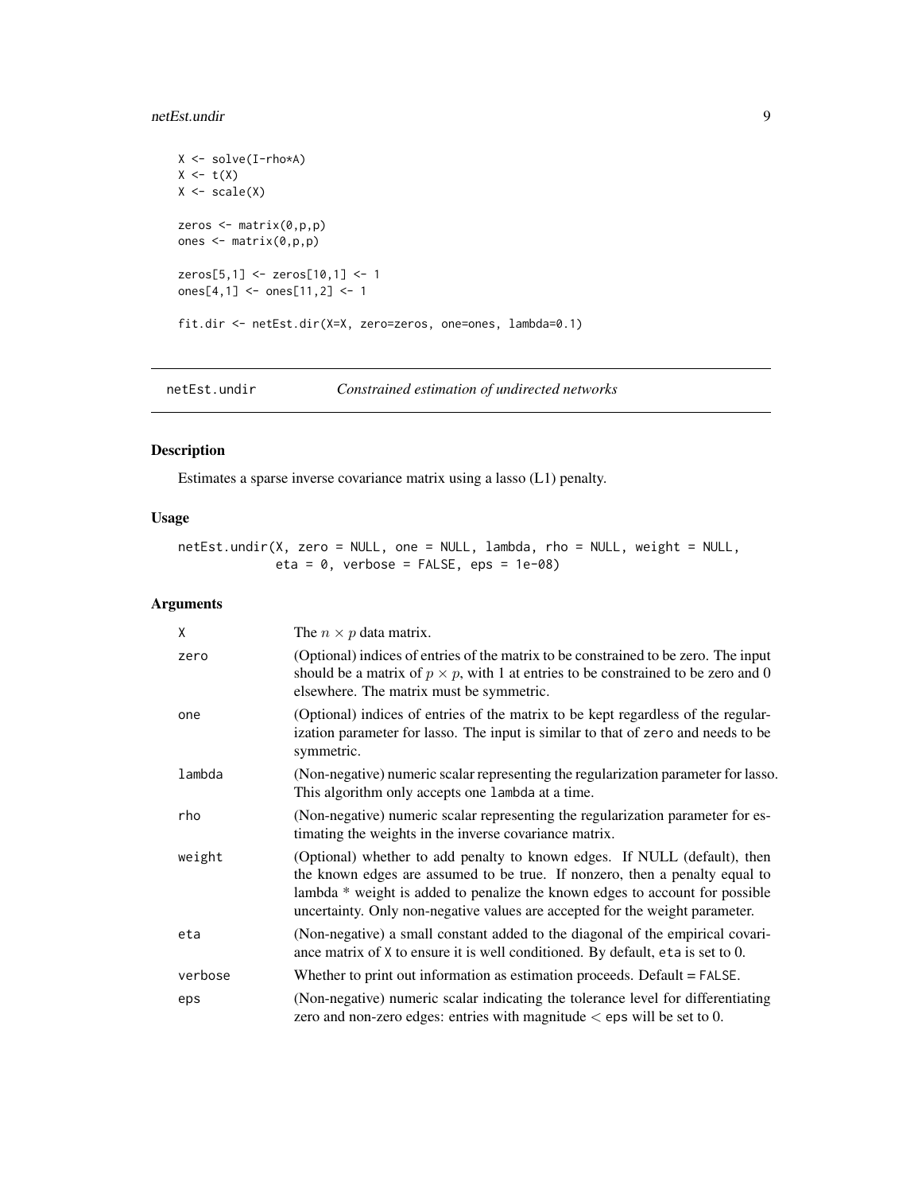```
X <- solve(I-rho*A)
X <- t(X)
X <- scale(X)

zeros <- matrix(0,p,p)
ones <- matrix(0,p,p)

zeros[5,1] <- zeros[10,1] <- 1
ones[4,1] <- ones[11,2] <- 1

fit.dir <- netEst.dir(X=X, zero=zeros, one=ones, lambda=0.1)
```

---

## `netEst.undir` *Constrained estimation of undirected networks*

---

### Description

Estimates a sparse inverse covariance matrix using a lasso (L1) penalty.

### Usage

```
netEst.undir(X, zero = NULL, one = NULL, lambda, rho = NULL, weight = NULL,
             eta = 0, verbose = FALSE, eps = 1e-08)
```

### Arguments

| | |
|---|---|
| `X` | The $n \times p$ data matrix. |
| `zero` | (Optional) indices of entries of the matrix to be constrained to be zero. The input should be a matrix of $p \times p$, with 1 at entries to be constrained to be zero and 0 elsewhere. The matrix must be symmetric. |
| `one` | (Optional) indices of entries of the matrix to be kept regardless of the regularization parameter for lasso. The input is similar to that of `zero` and needs to be symmetric. |
| `lambda` | (Non-negative) numeric scalar representing the regularization parameter for lasso. This algorithm only accepts one `lambda` at a time. |
| `rho` | (Non-negative) numeric scalar representing the regularization parameter for estimating the weights in the inverse covariance matrix. |
| `weight` | (Optional) whether to add penalty to known edges. If NULL (default), then the known edges are assumed to be true. If nonzero, then a penalty equal to lambda * weight is added to penalize the known edges to account for possible uncertainty. Only non-negative values are accepted for the weight parameter. |
| `eta` | (Non-negative) a small constant added to the diagonal of the empirical covariance matrix of `X` to ensure it is well conditioned. By default, `eta` is set to 0. |
| `verbose` | Whether to print out information as estimation proceeds. Default = `FALSE`. |
| `eps` | (Non-negative) numeric scalar indicating the tolerance level for differentiating zero and non-zero edges: entries with magnitude $<$ `eps` will be set to 0. |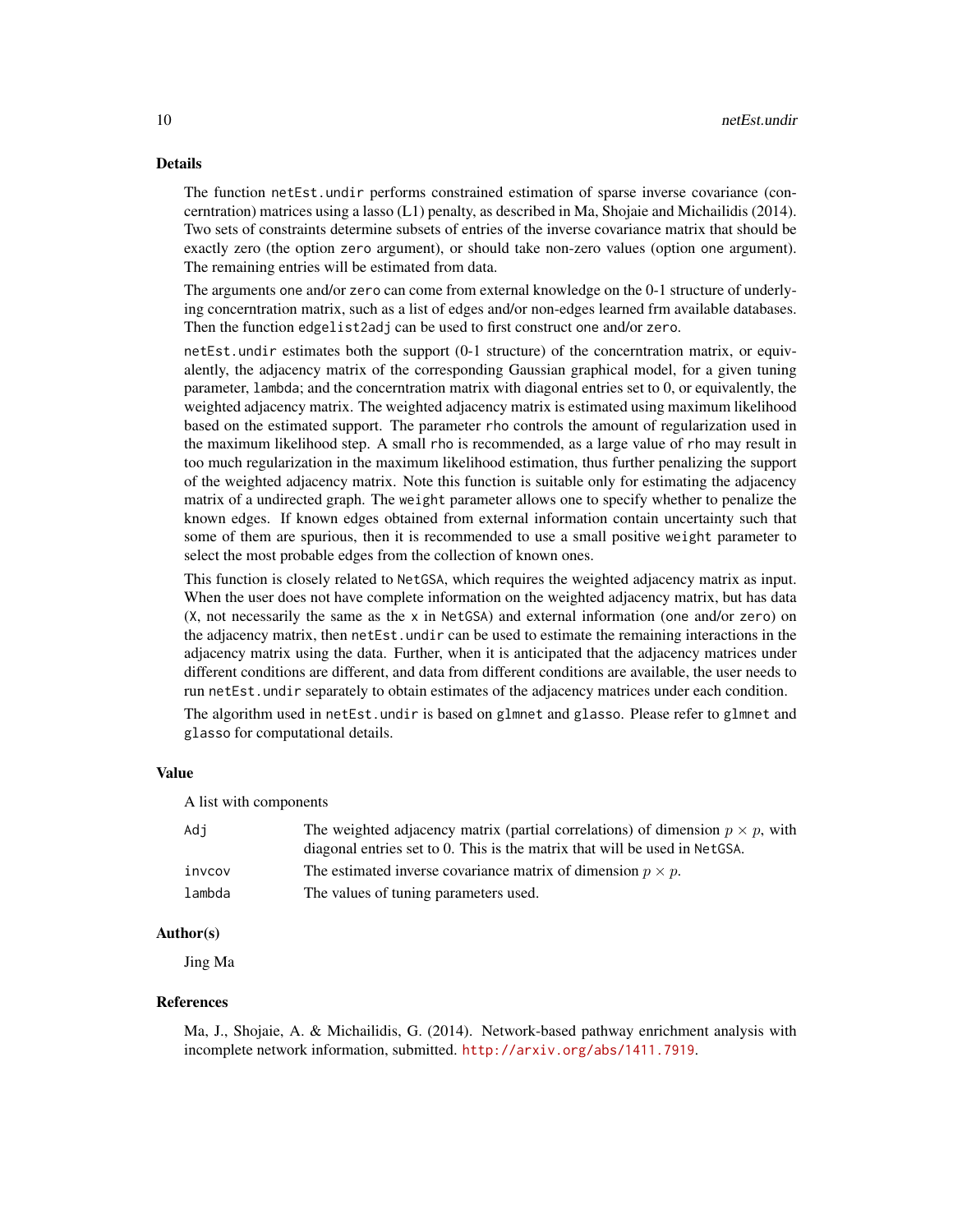## Details

The function `netEst.undir` performs constrained estimation of sparse inverse covariance (concerntration) matrices using a lasso (L1) penalty, as described in Ma, Shojaie and Michailidis (2014). Two sets of constraints determine subsets of entries of the inverse covariance matrix that should be exactly zero (the option `zero` argument), or should take non-zero values (option `one` argument). The remaining entries will be estimated from data.

The arguments `one` and/or `zero` can come from external knowledge on the 0-1 structure of underlying concerntration matrix, such as a list of edges and/or non-edges learned frm available databases. Then the function `edgelist2adj` can be used to first construct `one` and/or `zero`.

`netEst.undir` estimates both the support (0-1 structure) of the concerntration matrix, or equivalently, the adjacency matrix of the corresponding Gaussian graphical model, for a given tuning parameter, `lambda`; and the concerntration matrix with diagonal entries set to 0, or equivalently, the weighted adjacency matrix. The weighted adjacency matrix is estimated using maximum likelihood based on the estimated support. The parameter `rho` controls the amount of regularization used in the maximum likelihood step. A small `rho` is recommended, as a large value of `rho` may result in too much regularization in the maximum likelihood estimation, thus further penalizing the support of the weighted adjacency matrix. Note this function is suitable only for estimating the adjacency matrix of a undirected graph. The `weight` parameter allows one to specify whether to penalize the known edges. If known edges obtained from external information contain uncertainty such that some of them are spurious, then it is recommended to use a small positive `weight` parameter to select the most probable edges from the collection of known ones.

This function is closely related to `NetGSA`, which requires the weighted adjacency matrix as input. When the user does not have complete information on the weighted adjacency matrix, but has data (`X`, not necessarily the same as the `x` in `NetGSA`) and external information (`one` and/or `zero`) on the adjacency matrix, then `netEst.undir` can be used to estimate the remaining interactions in the adjacency matrix using the data. Further, when it is anticipated that the adjacency matrices under different conditions are different, and data from different conditions are available, the user needs to run `netEst.undir` separately to obtain estimates of the adjacency matrices under each condition.

The algorithm used in `netEst.undir` is based on `glmnet` and `glasso`. Please refer to `glmnet` and `glasso` for computational details.

## Value

A list with components

| | |
|---|---|
| `Adj` | The weighted adjacency matrix (partial correlations) of dimension $p \times p$, with diagonal entries set to 0. This is the matrix that will be used in `NetGSA`. |
| `invcov` | The estimated inverse covariance matrix of dimension $p \times p$. |
| `lambda` | The values of tuning parameters used. |

## Author(s)

Jing Ma

## References

Ma, J., Shojaie, A. & Michailidis, G. (2014). Network-based pathway enrichment analysis with incomplete network information, submitted. http://arxiv.org/abs/1411.7919.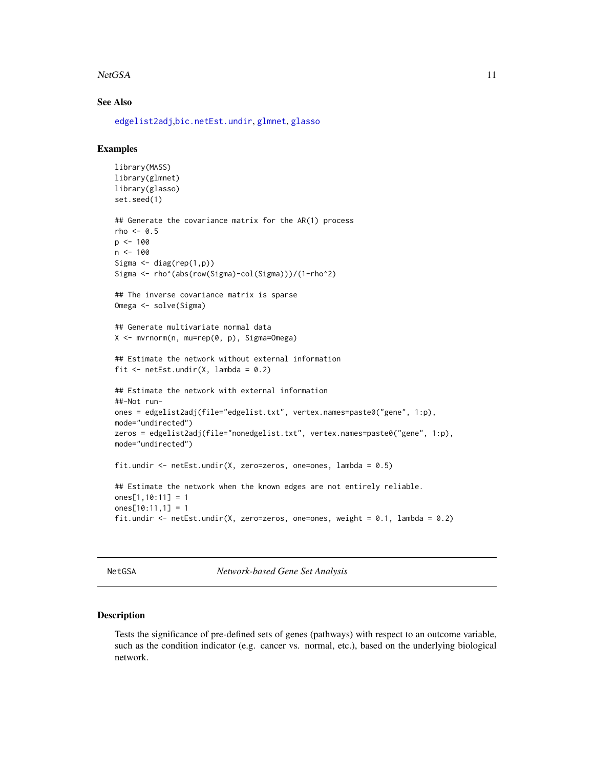### See Also

edgelist2adj, bic.netEst.undir, glmnet, glasso

### Examples

```
library(MASS)
library(glmnet)
library(glasso)
set.seed(1)

## Generate the covariance matrix for the AR(1) process
rho <- 0.5
p <- 100
n <- 100
Sigma <- diag(rep(1,p))
Sigma <- rho^(abs(row(Sigma)-col(Sigma)))/(1-rho^2)

## The inverse covariance matrix is sparse
Omega <- solve(Sigma)

## Generate multivariate normal data
X <- mvrnorm(n, mu=rep(0, p), Sigma=Omega)

## Estimate the network without external information
fit <- netEst.undir(X, lambda = 0.2)

## Estimate the network with external information
##-Not run-
ones = edgelist2adj(file="edgelist.txt", vertex.names=paste0("gene", 1:p),
mode="undirected")
zeros = edgelist2adj(file="nonedgelist.txt", vertex.names=paste0("gene", 1:p),
mode="undirected")

fit.undir <- netEst.undir(X, zero=zeros, one=ones, lambda = 0.5)

## Estimate the network when the known edges are not entirely reliable.
ones[1,10:11] = 1
ones[10:11,1] = 1
fit.undir <- netEst.undir(X, zero=zeros, one=ones, weight = 0.1, lambda = 0.2)
```

---

## NetGSA *Network-based Gene Set Analysis*

### Description

Tests the significance of pre-defined sets of genes (pathways) with respect to an outcome variable, such as the condition indicator (e.g. cancer vs. normal, etc.), based on the underlying biological network.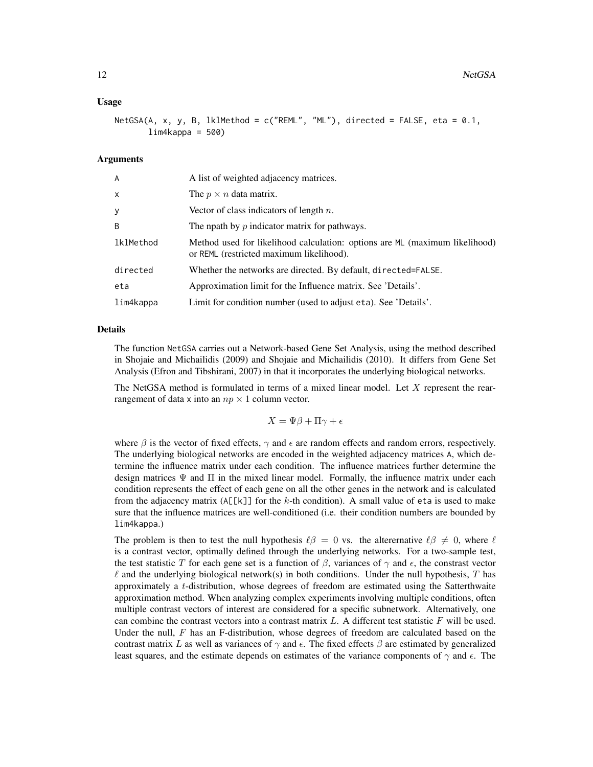### Usage

```
NetGSA(A, x, y, B, lklMethod = c("REML", "ML"), directed = FALSE, eta = 0.1,
       lim4kappa = 500)
```

### Arguments

| | |
|---|---|
| A | A list of weighted adjacency matrices. |
| x | The $p \times n$ data matrix. |
| y | Vector of class indicators of length $n$. |
| B | The npath by $p$ indicator matrix for pathways. |
| lklMethod | Method used for likelihood calculation: options are ML (maximum likelihood) or REML (restricted maximum likelihood). |
| directed | Whether the networks are directed. By default, directed=FALSE. |
| eta | Approximation limit for the Influence matrix. See 'Details'. |
| lim4kappa | Limit for condition number (used to adjust eta). See 'Details'. |

### Details

The function NetGSA carries out a Network-based Gene Set Analysis, using the method described in Shojaie and Michailidis (2009) and Shojaie and Michailidis (2010). It differs from Gene Set Analysis (Efron and Tibshirani, 2007) in that it incorporates the underlying biological networks.

The NetGSA method is formulated in terms of a mixed linear model. Let $X$ represent the rearrangement of data x into an $np \times 1$ column vector.

$$X = \Psi\beta + \Pi\gamma + \epsilon$$

where $\beta$ is the vector of fixed effects, $\gamma$ and $\epsilon$ are random effects and random errors, respectively. The underlying biological networks are encoded in the weighted adjacency matrices A, which determine the influence matrix under each condition. The influence matrices further determine the design matrices $\Psi$ and $\Pi$ in the mixed linear model. Formally, the influence matrix under each condition represents the effect of each gene on all the other genes in the network and is calculated from the adjacency matrix (A[[k]] for the $k$-th condition). A small value of eta is used to make sure that the influence matrices are well-conditioned (i.e. their condition numbers are bounded by lim4kappa.)

The problem is then to test the null hypothesis $\ell\beta = 0$ vs. the alterernative $\ell\beta \neq 0$, where $\ell$ is a contrast vector, optimally defined through the underlying networks. For a two-sample test, the test statistic $T$ for each gene set is a function of $\beta$, variances of $\gamma$ and $\epsilon$, the constrast vector $\ell$ and the underlying biological network(s) in both conditions. Under the null hypothesis, $T$ has approximately a $t$-distribution, whose degrees of freedom are estimated using the Satterthwaite approximation method. When analyzing complex experiments involving multiple conditions, often multiple contrast vectors of interest are considered for a specific subnetwork. Alternatively, one can combine the contrast vectors into a contrast matrix $L$. A different test statistic $F$ will be used. Under the null, $F$ has an F-distribution, whose degrees of freedom are calculated based on the contrast matrix $L$ as well as variances of $\gamma$ and $\epsilon$. The fixed effects $\beta$ are estimated by generalized least squares, and the estimate depends on estimates of the variance components of $\gamma$ and $\epsilon$. The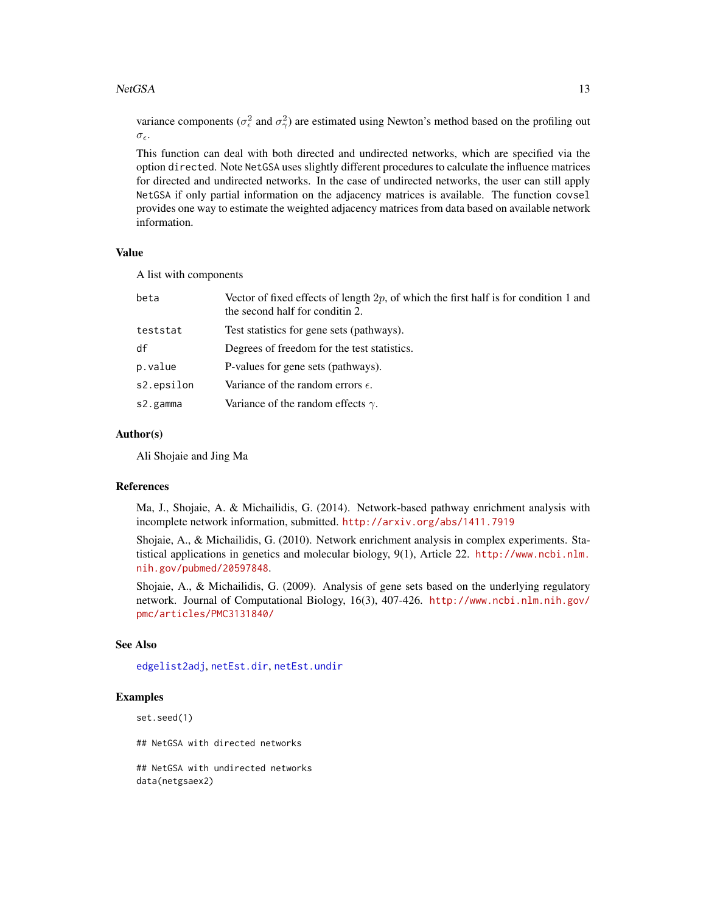variance components ($\sigma_\epsilon^2$ and $\sigma_\gamma^2$) are estimated using Newton's method based on the profiling out $\sigma_\epsilon$.

This function can deal with both directed and undirected networks, which are specified via the option `directed`. Note `NetGSA` uses slightly different procedures to calculate the influence matrices for directed and undirected networks. In the case of undirected networks, the user can still apply `NetGSA` if only partial information on the adjacency matrices is available. The function `covsel` provides one way to estimate the weighted adjacency matrices from data based on available network information.

## Value

A list with components

| | |
|---|---|
| `beta` | Vector of fixed effects of length $2p$, of which the first half is for condition 1 and the second half for conditin 2. |
| `teststat` | Test statistics for gene sets (pathways). |
| `df` | Degrees of freedom for the test statistics. |
| `p.value` | P-values for gene sets (pathways). |
| `s2.epsilon` | Variance of the random errors $\epsilon$. |
| `s2.gamma` | Variance of the random effects $\gamma$. |

## Author(s)

Ali Shojaie and Jing Ma

## References

Ma, J., Shojaie, A. & Michailidis, G. (2014). Network-based pathway enrichment analysis with incomplete network information, submitted. http://arxiv.org/abs/1411.7919

Shojaie, A., & Michailidis, G. (2010). Network enrichment analysis in complex experiments. Statistical applications in genetics and molecular biology, 9(1), Article 22. http://www.ncbi.nlm.nih.gov/pubmed/20597848.

Shojaie, A., & Michailidis, G. (2009). Analysis of gene sets based on the underlying regulatory network. Journal of Computational Biology, 16(3), 407-426. http://www.ncbi.nlm.nih.gov/pmc/articles/PMC3131840/

## See Also

`edgelist2adj`, `netEst.dir`, `netEst.undir`

## Examples

```
set.seed(1)

## NetGSA with directed networks

## NetGSA with undirected networks
data(netgsaex2)
```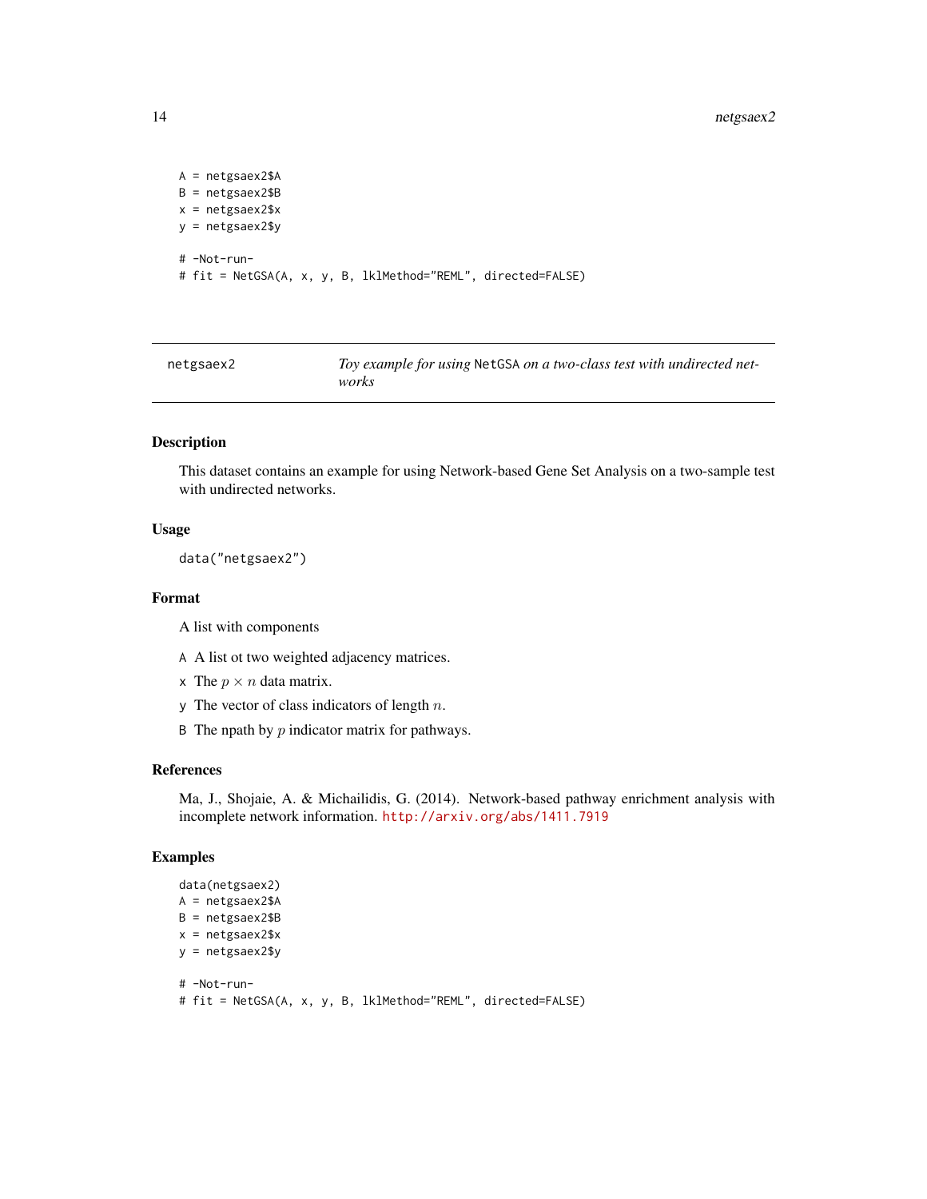```
A = netgsaex2$A
B = netgsaex2$B
x = netgsaex2$x
y = netgsaex2$y

# -Not-run-
# fit = NetGSA(A, x, y, B, lklMethod="REML", directed=FALSE)
```

---

## netgsaex2 — *Toy example for using* `NetGSA` *on a two-class test with undirected networks*

### Description

This dataset contains an example for using Network-based Gene Set Analysis on a two-sample test with undirected networks.

### Usage

```
data("netgsaex2")
```

### Format

A list with components

- `A` A list ot two weighted adjacency matrices.
- `x` The $p \times n$ data matrix.
- `y` The vector of class indicators of length $n$.
- `B` The npath by $p$ indicator matrix for pathways.

### References

Ma, J., Shojaie, A. & Michailidis, G. (2014). Network-based pathway enrichment analysis with incomplete network information. http://arxiv.org/abs/1411.7919

### Examples

```
data(netgsaex2)
A = netgsaex2$A
B = netgsaex2$B
x = netgsaex2$x
y = netgsaex2$y

# -Not-run-
# fit = NetGSA(A, x, y, B, lklMethod="REML", directed=FALSE)
```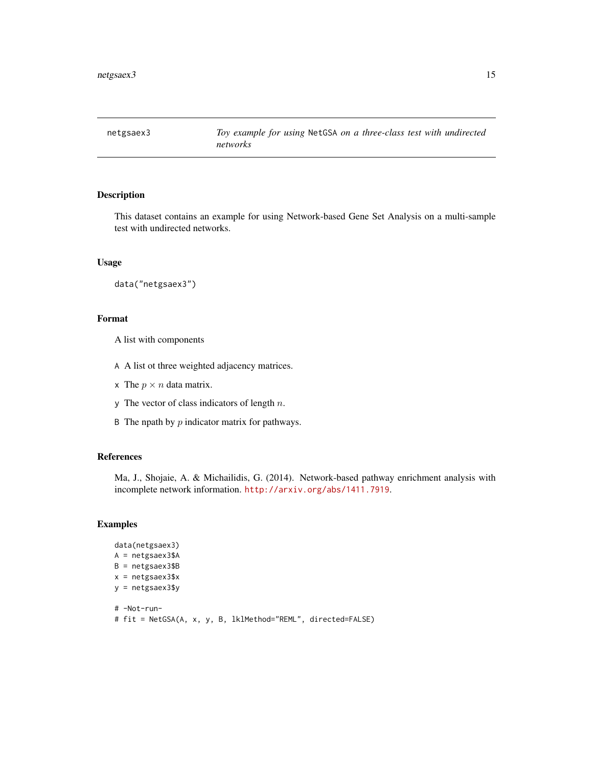| netgsaex3 | *Toy example for using* `NetGSA` *on a three-class test with undirected networks* |
|---|---|

## Description

This dataset contains an example for using Network-based Gene Set Analysis on a multi-sample test with undirected networks.

## Usage

```
data("netgsaex3")
```

## Format

A list with components

- `A` A list ot three weighted adjacency matrices.
- `x` The $p \times n$ data matrix.
- `y` The vector of class indicators of length $n$.
- `B` The npath by $p$ indicator matrix for pathways.

## References

Ma, J., Shojaie, A. & Michailidis, G. (2014). Network-based pathway enrichment analysis with incomplete network information. http://arxiv.org/abs/1411.7919.

## Examples

```
data(netgsaex3)
A = netgsaex3$A
B = netgsaex3$B
x = netgsaex3$x
y = netgsaex3$y

# -Not-run-
# fit = NetGSA(A, x, y, B, lklMethod="REML", directed=FALSE)
```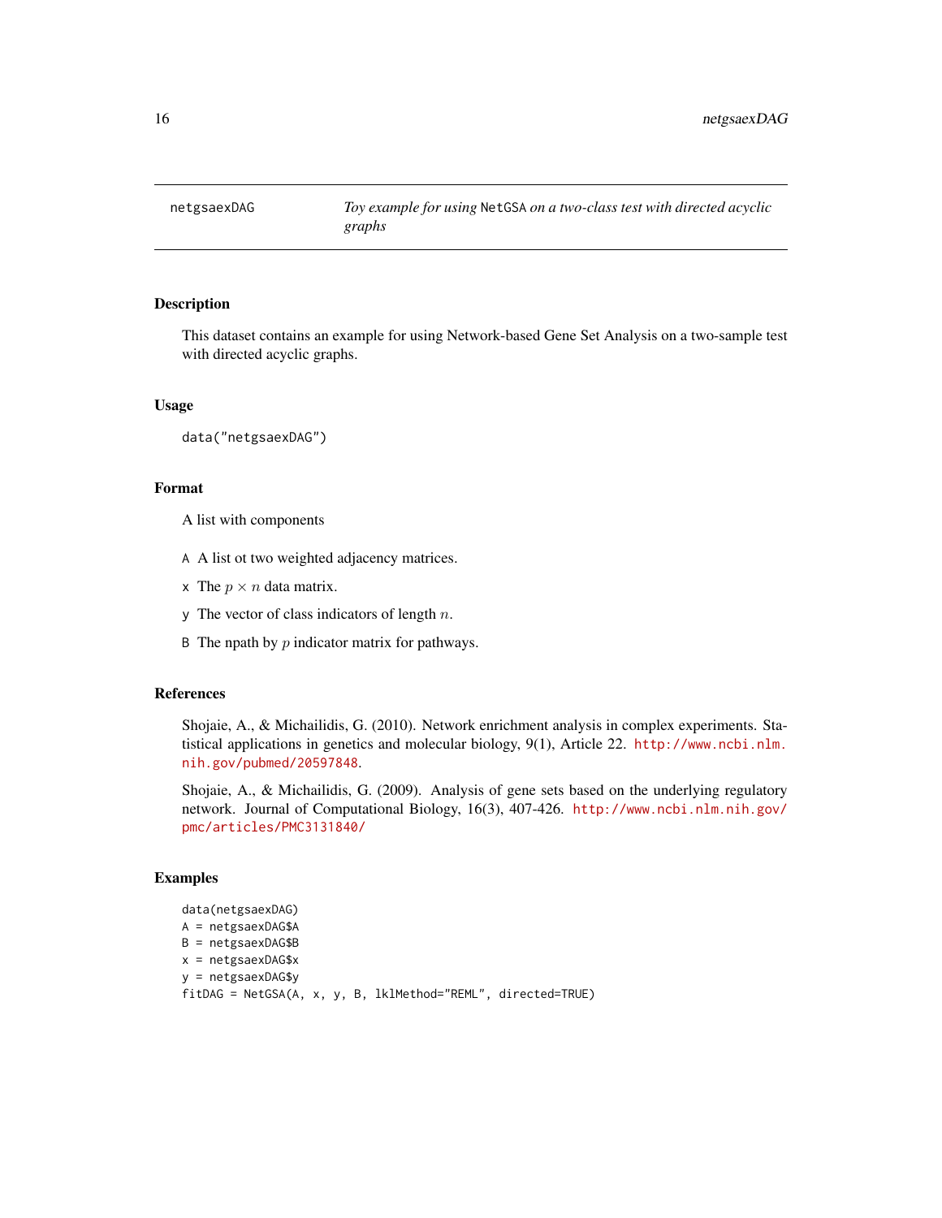netgsaexDAG — *Toy example for using* NetGSA *on a two-class test with directed acyclic graphs*

## Description

This dataset contains an example for using Network-based Gene Set Analysis on a two-sample test with directed acyclic graphs.

## Usage

```
data("netgsaexDAG")
```

## Format

A list with components

- A  A list ot two weighted adjacency matrices.
- x  The $p \times n$ data matrix.
- y  The vector of class indicators of length $n$.
- B  The npath by $p$ indicator matrix for pathways.

## References

Shojaie, A., & Michailidis, G. (2010). Network enrichment analysis in complex experiments. Statistical applications in genetics and molecular biology, 9(1), Article 22. http://www.ncbi.nlm.nih.gov/pubmed/20597848.

Shojaie, A., & Michailidis, G. (2009). Analysis of gene sets based on the underlying regulatory network. Journal of Computational Biology, 16(3), 407-426. http://www.ncbi.nlm.nih.gov/pmc/articles/PMC3131840/

## Examples

```
data(netgsaexDAG)
A = netgsaexDAG$A
B = netgsaexDAG$B
x = netgsaexDAG$x
y = netgsaexDAG$y
fitDAG = NetGSA(A, x, y, B, lklMethod="REML", directed=TRUE)
```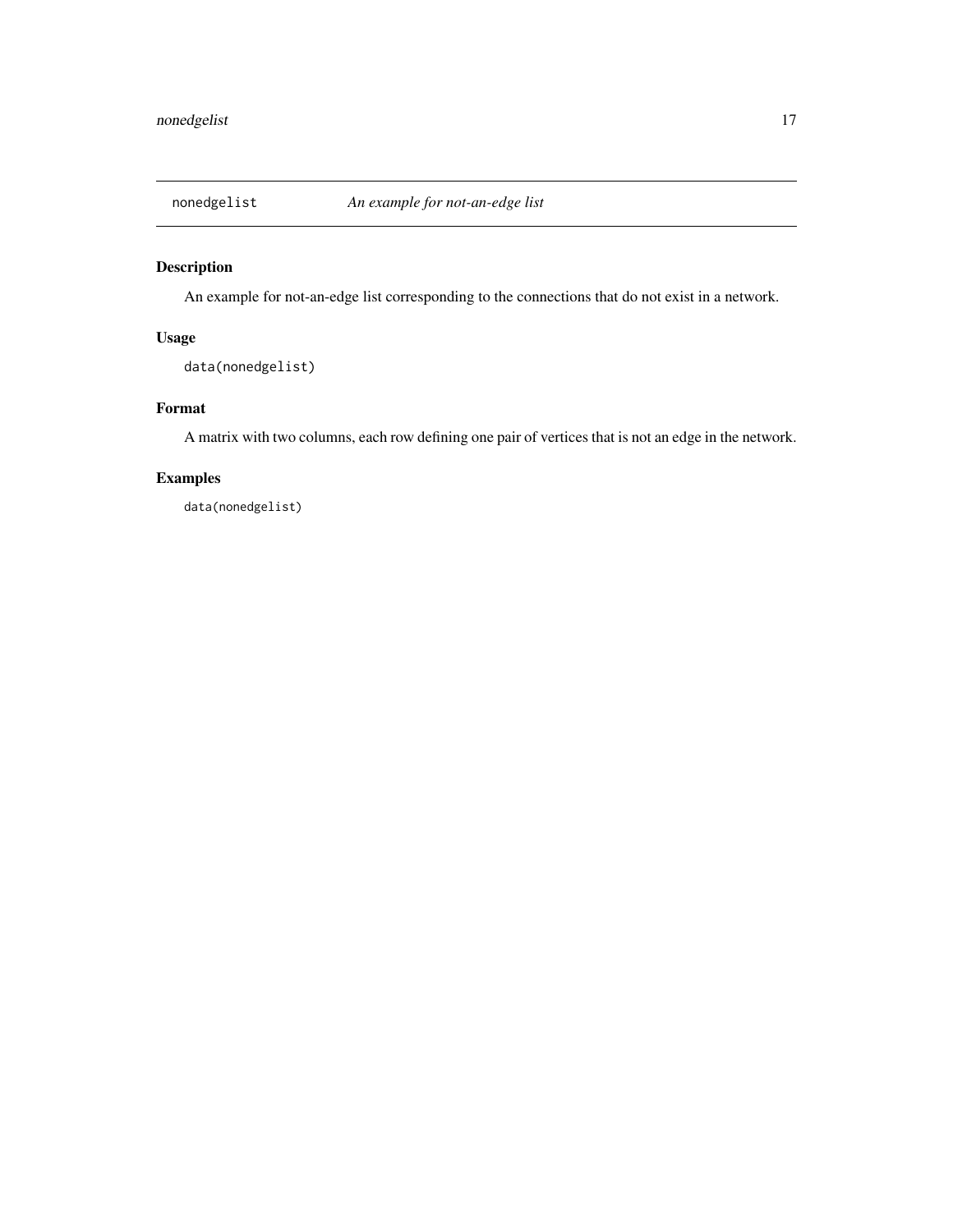## nonedgelist — *An example for not-an-edge list*

### Description

An example for not-an-edge list corresponding to the connections that do not exist in a network.

### Usage

```
data(nonedgelist)
```

### Format

A matrix with two columns, each row defining one pair of vertices that is not an edge in the network.

### Examples

```
data(nonedgelist)
```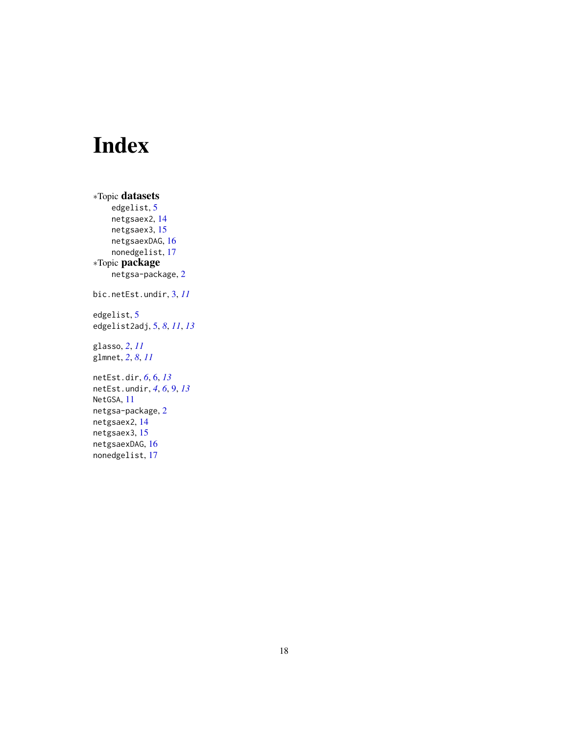# Index

*Topic **datasets**

- edgelist, 5
- netgsaex2, 14
- netgsaex3, 15
- netgsaexDAG, 16
- nonedgelist, 17

*Topic **package**

- netgsa-package, 2

bic.netEst.undir, 3, *11*

edgelist, 5
edgelist2adj, 5, *8*, *11*, *13*

glasso, *2*, *11*
glmnet, *2*, *8*, *11*

netEst.dir, *6*, 6, *13*
netEst.undir, *4*, *6*, 9, *13*
NetGSA, 11
netgsa-package, 2
netgsaex2, 14
netgsaex3, 15
netgsaexDAG, 16
nonedgelist, 17